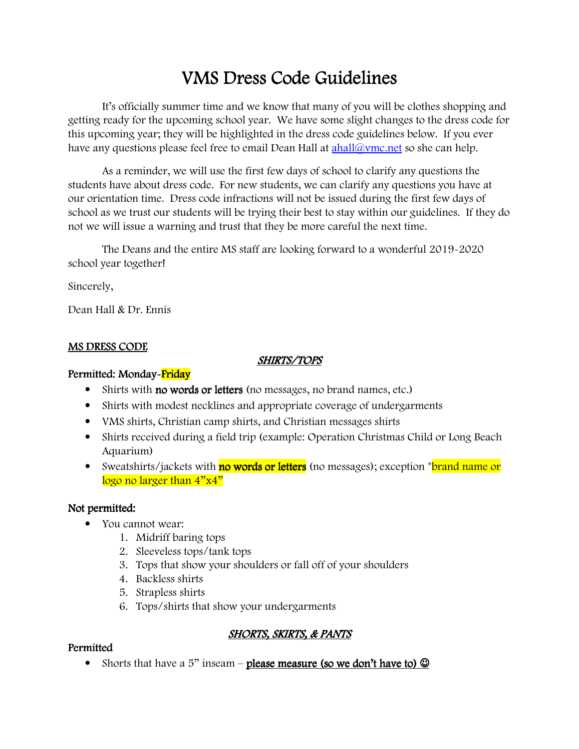# VMS Dress Code Guidelines

It's officially summer time and we know that many of you will be clothes shopping and getting ready for the upcoming school year. We have some slight changes to the dress code for this upcoming year; they will be highlighted in the dress code guidelines below. If you ever have any questions please feel free to email Dean Hall at [ahall@vmc.net](mailto:ahall@vmc.net) so she can help.

As a reminder, we will use the first few days of school to clarify any questions the students have about dress code. For new students, we can clarify any questions you have at our orientation time. Dress code infractions will not be issued during the first few days of school as we trust our students will be trying their best to stay within our guidelines. If they do not we will issue a warning and trust that they be more careful the next time.

The Deans and the entire MS staff are looking forward to a wonderful 2019-2020 school year together!

Sincerely,

Dean Hall & Dr. Ennis

## MS DRESS CODE

### *SHIRTS/TOPS*

**Permitted: Monday-Friday**

- Shirts with **no words or letters** (no messages, no brand names, etc.)
- Shirts with modest necklines and appropriate coverage of undergarments
- VMS shirts, Christian camp shirts, and Christian messages shirts
- Shirts received during a field trip (example: Operation Christmas Child or Long Beach Aquarium)
- Sweatshirts/jackets with **no words or letters** (no messages); exception *brand name or logo no larger than 4"x4"

**Not permitted:**

- You cannot wear:
  1. Midriff baring tops
  2. Sleeveless tops/tank tops
  3. Tops that show your shoulders or fall off of your shoulders
  4. Backless shirts
  5. Strapless shirts
  6. Tops/shirts that show your undergarments

### *SHORTS, SKIRTS, & PANTS*

**Permitted**

- Shorts that have a 5" inseam – **please measure (so we don't have to) ☺**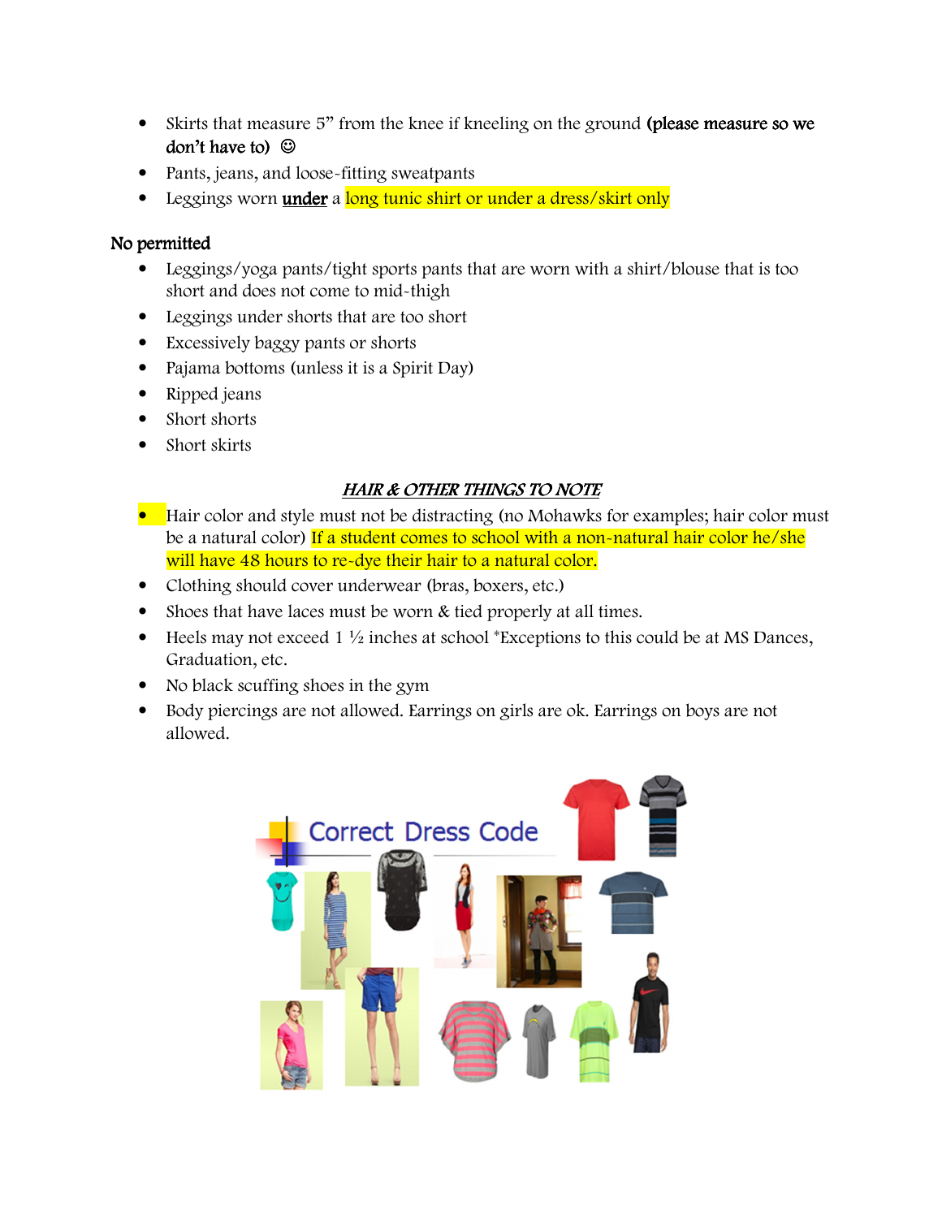- Skirts that measure 5" from the knee if kneeling on the ground **(please measure so we don't have to)** ☺
- Pants, jeans, and loose-fitting sweatpants
- Leggings worn **<u>under</u>** a long tunic shirt or under a dress/skirt only

**No permitted**

- Leggings/yoga pants/tight sports pants that are worn with a shirt/blouse that is too short and does not come to mid-thigh
- Leggings under shorts that are too short
- Excessively baggy pants or shorts
- Pajama bottoms (unless it is a Spirit Day)
- Ripped jeans
- Short shorts
- Short skirts

## ***<u>HAIR & OTHER THINGS TO NOTE</u>***

- Hair color and style must not be distracting (no Mohawks for examples; hair color must be a natural color) If a student comes to school with a non-natural hair color he/she will have 48 hours to re-dye their hair to a natural color.
- Clothing should cover underwear (bras, boxers, etc.)
- Shoes that have laces must be worn & tied properly at all times.
- Heels may not exceed 1 ½ inches at school *Exceptions to this could be at MS Dances, Graduation, etc.
- No black scuffing shoes in the gym
- Body piercings are not allowed. Earrings on girls are ok. Earrings on boys are not allowed.

Correct Dress Code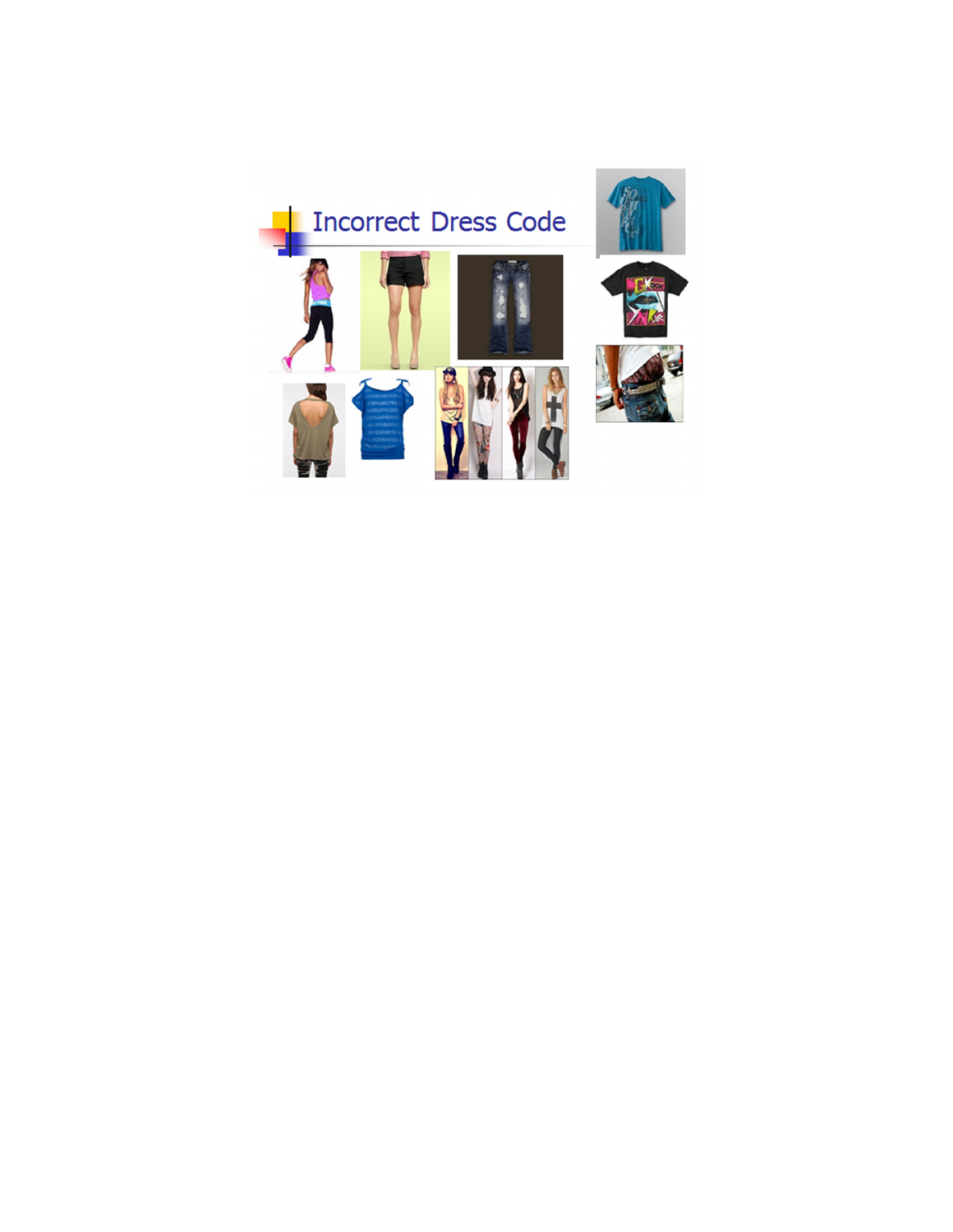# Incorrect Dress Code